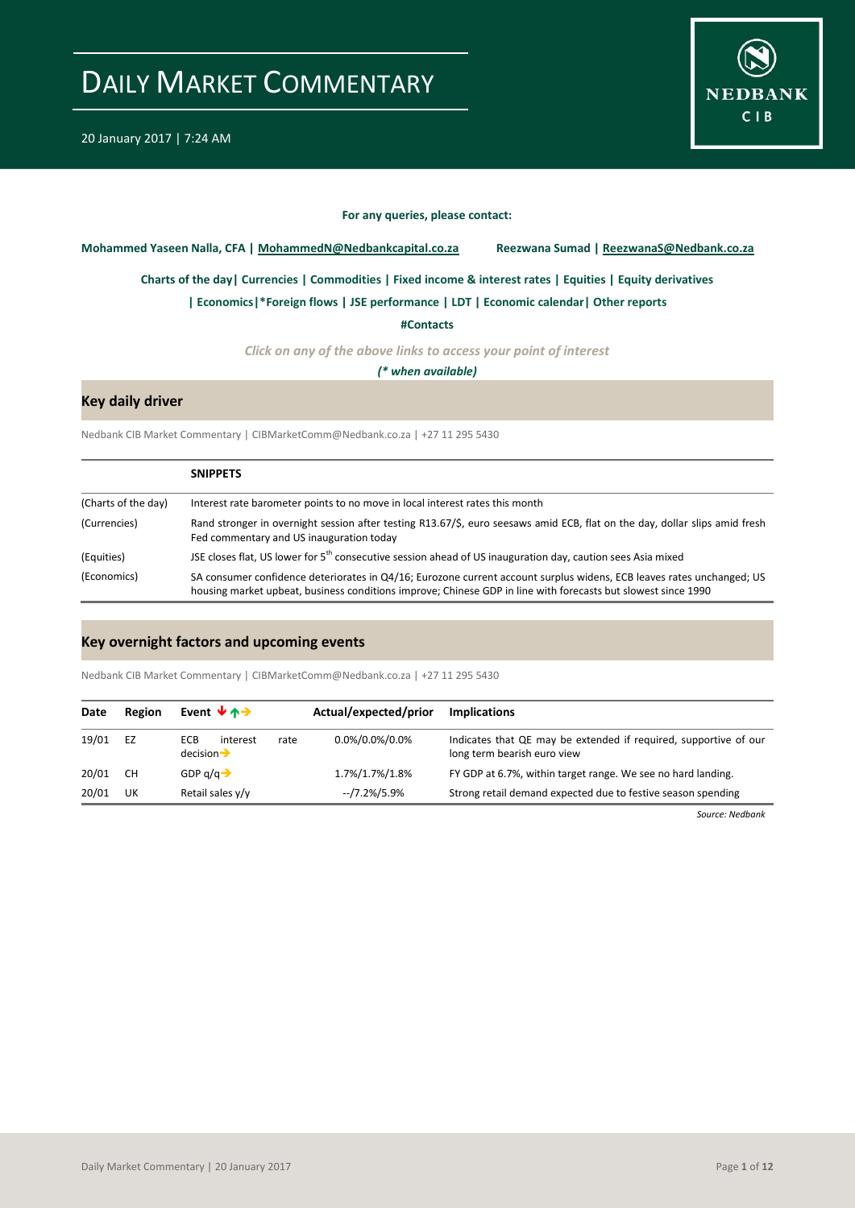# DAILY MARKET COMMENTARY

20 January 2017 | 7:24 AM

**For any queries, please contact:**

**Mohammed Yaseen Nalla, CFA | MohammedN@Nedbankcapital.co.za** **Reezwana Sumad | ReezwanaS@Nedbank.co.za**

**Charts of the day| Currencies | Commodities | Fixed income & interest rates | Equities | Equity derivatives**

**| Economics|*Foreign flows | JSE performance | LDT | Economic calendar| Other reports**

**#Contacts**

*Click on any of the above links to access your point of interest*

***(* when available)***

## Key daily driver

Nedbank CIB Market Commentary | CIBMarketComm@Nedbank.co.za | +27 11 295 5430

| | **SNIPPETS** |
|---|---|
| (Charts of the day) | Interest rate barometer points to no move in local interest rates this month |
| (Currencies) | Rand stronger in overnight session after testing R13.67/$, euro seesaws amid ECB, flat on the day, dollar slips amid fresh Fed commentary and US inauguration today |
| (Equities) | JSE closes flat, US lower for 5th consecutive session ahead of US inauguration day, caution sees Asia mixed |
| (Economics) | SA consumer confidence deteriorates in Q4/16; Eurozone current account surplus widens, ECB leaves rates unchanged; US housing market upbeat, business conditions improve; Chinese GDP in line with forecasts but slowest since 1990 |

## Key overnight factors and upcoming events

Nedbank CIB Market Commentary | CIBMarketComm@Nedbank.co.za | +27 11 295 5430

| Date | Region | Event | Actual/expected/prior | Implications |
|---|---|---|---|---|
| 19/01 | EZ | ECB interest rate decision → | 0.0%/0.0%/0.0% | Indicates that QE may be extended if required, supportive of our long term bearish euro view |
| 20/01 | CH | GDP q/q → | 1.7%/1.7%/1.8% | FY GDP at 6.7%, within target range. We see no hard landing. |
| 20/01 | UK | Retail sales y/y | --/7.2%/5.9% | Strong retail demand expected due to festive season spending |

*Source: Nedbank*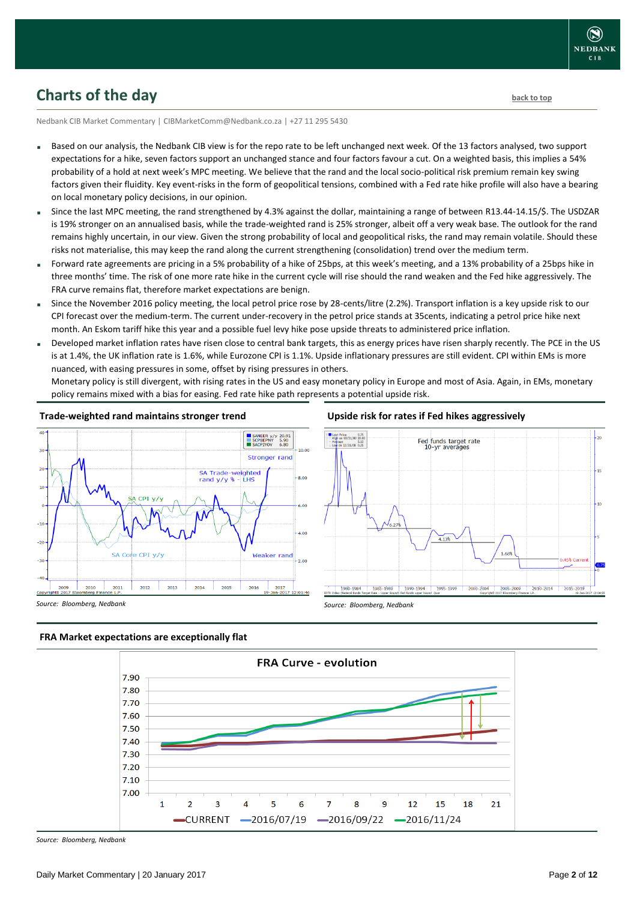## Charts of the day

back to top

Nedbank CIB Market Commentary | CIBMarketComm@Nedbank.co.za | +27 11 295 5430

- Based on our analysis, the Nedbank CIB view is for the repo rate to be left unchanged next week. Of the 13 factors analysed, two support expectations for a hike, seven factors support an unchanged stance and four factors favour a cut. On a weighted basis, this implies a 54% probability of a hold at next week's MPC meeting. We believe that the rand and the local socio-political risk premium remain key swing factors given their fluidity. Key event-risks in the form of geopolitical tensions, combined with a Fed rate hike profile will also have a bearing on local monetary policy decisions, in our opinion.
- Since the last MPC meeting, the rand strengthened by 4.3% against the dollar, maintaining a range of between R13.44-14.15/$. The USDZAR is 19% stronger on an annualised basis, while the trade-weighted rand is 25% stronger, albeit off a very weak base. The outlook for the rand remains highly uncertain, in our view. Given the strong probability of local and geopolitical risks, the rand may remain volatile. Should these risks not materialise, this may keep the rand along the current strengthening (consolidation) trend over the medium term.
- Forward rate agreements are pricing in a 5% probability of a hike of 25bps, at this week's meeting, and a 13% probability of a 25bps hike in three months' time. The risk of one more rate hike in the current cycle will rise should the rand weaken and the Fed hike aggressively. The FRA curve remains flat, therefore market expectations are benign.
- Since the November 2016 policy meeting, the local petrol price rose by 28-cents/litre (2.2%). Transport inflation is a key upside risk to our CPI forecast over the medium-term. The current under-recovery in the petrol price stands at 35cents, indicating a petrol price hike next month. An Eskom tariff hike this year and a possible fuel levy hike pose upside threats to administered price inflation.
- Developed market inflation rates have risen close to central bank targets, this as energy prices have risen sharply recently. The PCE in the US is at 1.4%, the UK inflation rate is 1.6%, while Eurozone CPI is 1.1%. Upside inflationary pressures are still evident. CPI within EMs is more nuanced, with easing pressures in some, offset by rising pressures in others.

  Monetary policy is still divergent, with rising rates in the US and easy monetary policy in Europe and most of Asia. Again, in EMs, monetary policy remains mixed with a bias for easing. Fed rate hike path represents a potential upside risk.

**Trade-weighted rand maintains stronger trend**

*Source: Bloomberg, Nedbank*

**Upside risk for rates if Fed hikes aggressively**

*Source: Bloomberg, Nedbank*

**FRA Market expectations are exceptionally flat**

*Source: Bloomberg, Nedbank*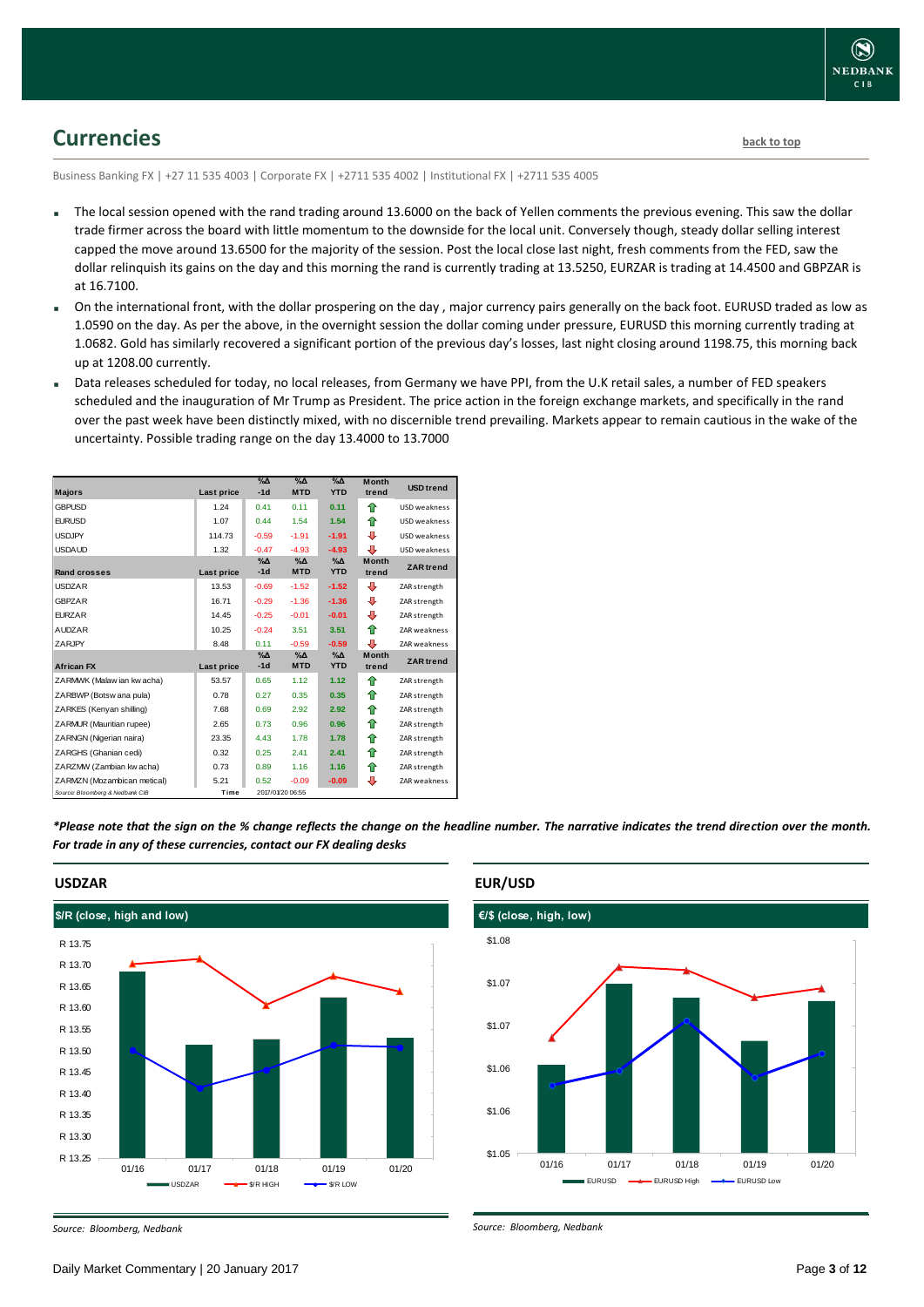## Currencies

back to top

Business Banking FX | +27 11 535 4003 | Corporate FX | +2711 535 4002 | Institutional FX | +2711 535 4005

- The local session opened with the rand trading around 13.6000 on the back of Yellen comments the previous evening. This saw the dollar trade firmer across the board with little momentum to the downside for the local unit. Conversely though, steady dollar selling interest capped the move around 13.6500 for the majority of the session. Post the local close last night, fresh comments from the FED, saw the dollar relinquish its gains on the day and this morning the rand is currently trading at 13.5250, EURZAR is trading at 14.4500 and GBPZAR is at 16.7100.
- On the international front, with the dollar prospering on the day , major currency pairs generally on the back foot. EURUSD traded as low as 1.0590 on the day. As per the above, in the overnight session the dollar coming under pressure, EURUSD this morning currently trading at 1.0682. Gold has similarly recovered a significant portion of the previous day's losses, last night closing around 1198.75, this morning back up at 1208.00 currently.
- Data releases scheduled for today, no local releases, from Germany we have PPI, from the U.K retail sales, a number of FED speakers scheduled and the inauguration of Mr Trump as President. The price action in the foreign exchange markets, and specifically in the rand over the past week have been distinctly mixed, with no discernible trend prevailing. Markets appear to remain cautious in the wake of the uncertainty. Possible trading range on the day 13.4000 to 13.7000

| Majors | Last price | %Δ -1d | %Δ MTD | %Δ YTD | Month trend | USD trend |
|---|---|---|---|---|---|---|
| GBPUSD | 1.24 | 0.41 | 0.11 | 0.11 | ⇧ | USD weakness |
| EURUSD | 1.07 | 0.44 | 1.54 | 1.54 | ⇧ | USD weakness |
| USDJPY | 114.73 | -0.59 | -1.91 | -1.91 | ⇩ | USD weakness |
| USDAUD | 1.32 | -0.47 | -4.93 | -4.93 | ⇩ | USD weakness |
| **Rand crosses** | **Last price** | **%Δ -1d** | **%Δ MTD** | **%Δ YTD** | **Month trend** | **ZAR trend** |
| USDZAR | 13.53 | -0.69 | -1.52 | -1.52 | ⇩ | ZAR strength |
| GBPZAR | 16.71 | -0.29 | -1.36 | -1.36 | ⇩ | ZAR strength |
| EURZAR | 14.45 | -0.25 | -0.01 | -0.01 | ⇩ | ZAR strength |
| AUDZAR | 10.25 | -0.24 | 3.51 | 3.51 | ⇧ | ZAR weakness |
| ZARJPY | 8.48 | 0.11 | -0.59 | -0.59 | ⇩ | ZAR weakness |
| **African FX** | **Last price** | **%Δ -1d** | **%Δ MTD** | **%Δ YTD** | **Month trend** | **ZAR trend** |
| ZARMWK (Malawian kwacha) | 53.57 | 0.65 | 1.12 | 1.12 | ⇧ | ZAR strength |
| ZARBWP (Botswana pula) | 0.78 | 0.27 | 0.35 | 0.35 | ⇧ | ZAR strength |
| ZARKES (Kenyan shilling) | 7.68 | 0.69 | 2.92 | 2.92 | ⇧ | ZAR strength |
| ZARMUR (Mauritian rupee) | 2.65 | 0.73 | 0.96 | 0.96 | ⇧ | ZAR strength |
| ZARNGN (Nigerian naira) | 23.35 | 4.43 | 1.78 | 1.78 | ⇧ | ZAR strength |
| ZARGHS (Ghanian cedi) | 0.32 | 0.25 | 2.41 | 2.41 | ⇧ | ZAR strength |
| ZARZMW (Zambian kwacha) | 0.73 | 0.89 | 1.16 | 1.16 | ⇧ | ZAR strength |
| ZARMZN (Mozambican metical) | 5.21 | 0.52 | -0.09 | -0.09 | ⇩ | ZAR weakness |
| Source: Bloomberg & Nedbank CIB | Time | 2017/01/20 06:55 | | | | |

*\*Please note that the sign on the % change reflects the change on the headline number. The narrative indicates the trend direction over the month. For trade in any of these currencies, contact our FX dealing desks*

### USDZAR

$/R (close, high and low)

Source: Bloomberg, Nedbank

### EUR/USD

€/$ (close, high, low)

Source: Bloomberg, Nedbank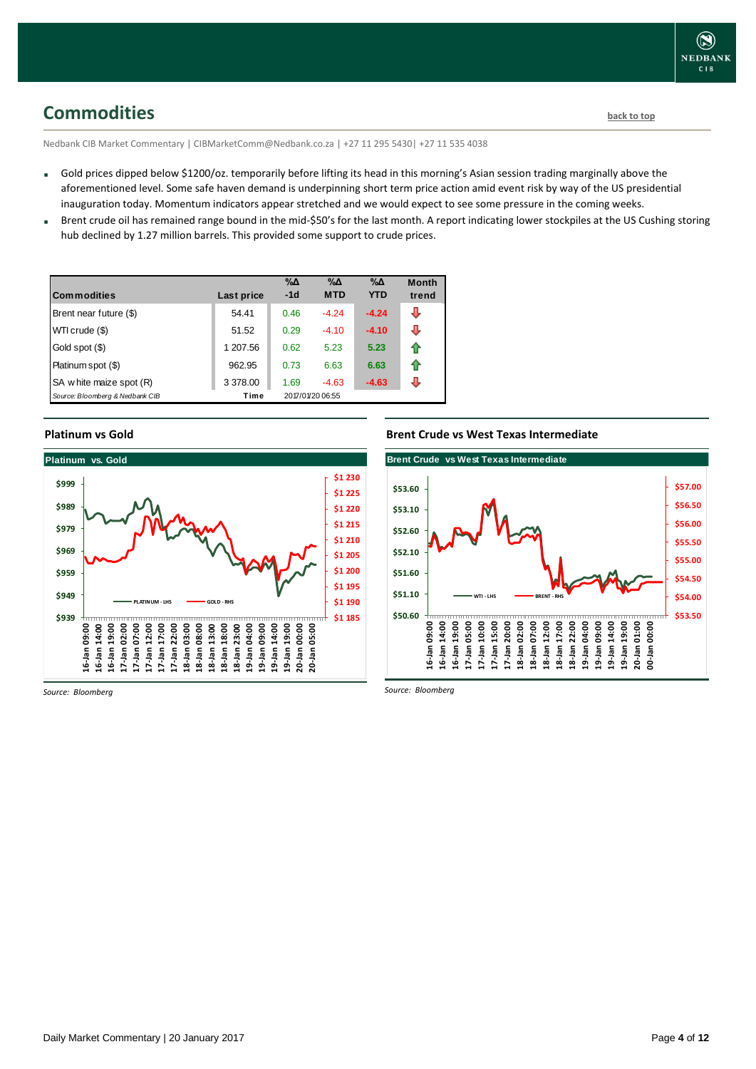## Commodities

back to top

Nedbank CIB Market Commentary | CIBMarketComm@Nedbank.co.za | +27 11 295 5430| +27 11 535 4038

- Gold prices dipped below $1200/oz. temporarily before lifting its head in this morning's Asian session trading marginally above the aforementioned level. Some safe haven demand is underpinning short term price action amid event risk by way of the US presidential inauguration today. Momentum indicators appear stretched and we would expect to see some pressure in the coming weeks.
- Brent crude oil has remained range bound in the mid-$50's for the last month. A report indicating lower stockpiles at the US Cushing storing hub declined by 1.27 million barrels. This provided some support to crude prices.

| Commodities | Last price | %Δ -1d | %Δ MTD | %Δ YTD | Month trend |
|---|---|---|---|---|---|
| Brent near future ($) | 54.41 | 0.46 | -4.24 | -4.24 | ⇩ |
| WTI crude ($) | 51.52 | 0.29 | -4.10 | -4.10 | ⇩ |
| Gold spot ($) | 1 207.56 | 0.62 | 5.23 | 5.23 | ⇧ |
| Platinum spot ($) | 962.95 | 0.73 | 6.63 | 6.63 | ⇧ |
| SA white maize spot (R) | 3 378.00 | 1.69 | -4.63 | -4.63 | ⇩ |
| *Source: Bloomberg & Nedbank CIB* | Time | 2017/01/20 06:55 | | | |

### Platinum vs Gold

*Source: Bloomberg*

### Brent Crude vs West Texas Intermediate

*Source: Bloomberg*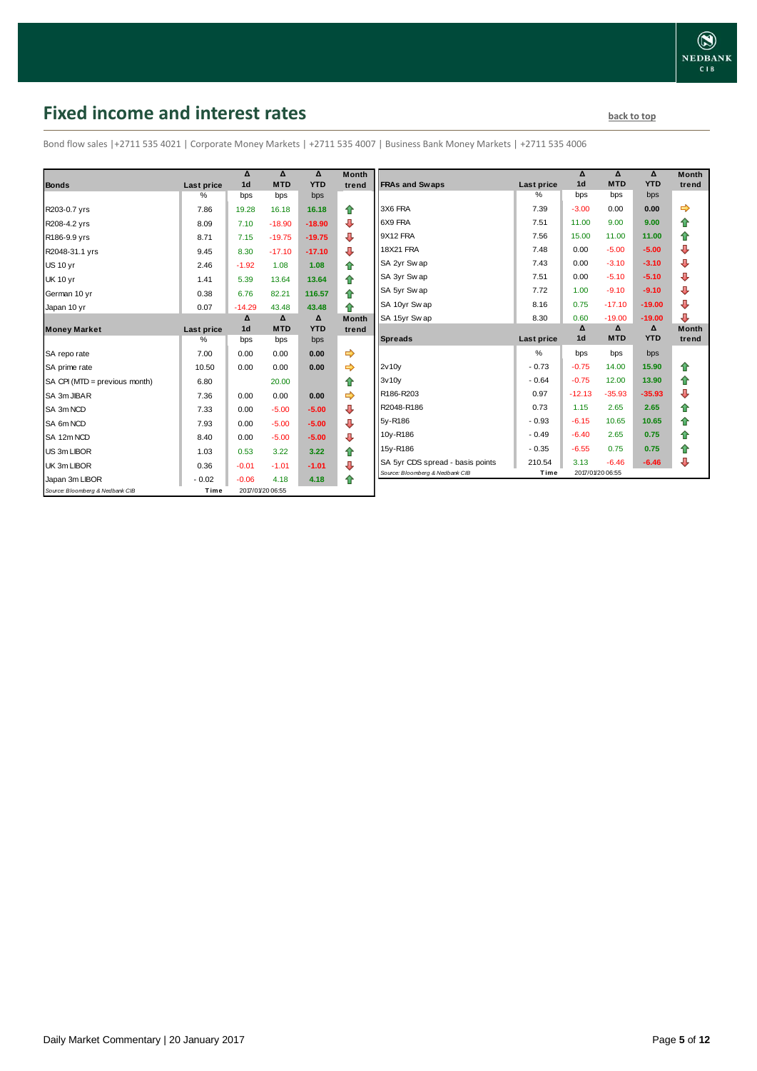# Fixed income and interest rates

back to top

Bond flow sales |+2711 535 4021 | Corporate Money Markets | +2711 535 4007 | Business Bank Money Markets | +2711 535 4006

| Bonds | Last price | Δ 1d | Δ MTD | Δ YTD | Month trend |
|---|---|---|---|---|---|
| | % | bps | bps | bps | |
| R203-0.7 yrs | 7.86 | 19.28 | 16.18 | 16.18 | ⇧ |
| R208-4.2 yrs | 8.09 | 7.10 | -18.90 | -18.90 | ⇩ |
| R186-9.9 yrs | 8.71 | 7.15 | -19.75 | -19.75 | ⇩ |
| R2048-31.1 yrs | 9.45 | 8.30 | -17.10 | -17.10 | ⇩ |
| US 10 yr | 2.46 | -1.92 | 1.08 | 1.08 | ⇧ |
| UK 10 yr | 1.41 | 5.39 | 13.64 | 13.64 | ⇧ |
| German 10 yr | 0.38 | 6.76 | 82.21 | 116.57 | ⇧ |
| Japan 10 yr | 0.07 | -14.29 | 43.48 | 43.48 | ⇧ |

| Money Market | Last price | Δ 1d | Δ MTD | Δ YTD | Month trend |
|---|---|---|---|---|---|
| | % | bps | bps | bps | |
| SA repo rate | 7.00 | 0.00 | 0.00 | 0.00 | ⇨ |
| SA prime rate | 10.50 | 0.00 | 0.00 | 0.00 | ⇨ |
| SA CPI (MTD = previous month) | 6.80 | | 20.00 | | ⇧ |
| SA 3m JIBAR | 7.36 | 0.00 | 0.00 | 0.00 | ⇨ |
| SA 3m NCD | 7.33 | 0.00 | -5.00 | -5.00 | ⇩ |
| SA 6m NCD | 7.93 | 0.00 | -5.00 | -5.00 | ⇩ |
| SA 12m NCD | 8.40 | 0.00 | -5.00 | -5.00 | ⇩ |
| US 3m LIBOR | 1.03 | 0.53 | 3.22 | 3.22 | ⇧ |
| UK 3m LIBOR | 0.36 | -0.01 | -1.01 | -1.01 | ⇩ |
| Japan 3m LIBOR | -0.02 | -0.06 | 4.18 | 4.18 | ⇧ |

Source: Bloomberg & Nedbank CIB | Time 2017/01/20 06:55

| FRAs and Swaps | Last price | Δ 1d | Δ MTD | Δ YTD | Month trend |
|---|---|---|---|---|---|
| | % | bps | bps | bps | |
| 3X6 FRA | 7.39 | -3.00 | 0.00 | 0.00 | ⇨ |
| 6X9 FRA | 7.51 | 11.00 | 9.00 | 9.00 | ⇧ |
| 9X12 FRA | 7.56 | 15.00 | 11.00 | 11.00 | ⇧ |
| 18X21 FRA | 7.48 | 0.00 | -5.00 | -5.00 | ⇩ |
| SA 2yr Swap | 7.43 | 0.00 | -3.10 | -3.10 | ⇩ |
| SA 3yr Swap | 7.51 | 0.00 | -5.10 | -5.10 | ⇩ |
| SA 5yr Swap | 7.72 | 1.00 | -9.10 | -9.10 | ⇩ |
| SA 10yr Swap | 8.16 | 0.75 | -17.10 | -19.00 | ⇩ |
| SA 15yr Swap | 8.30 | 0.60 | -19.00 | -19.00 | ⇩ |

| Spreads | Last price | Δ 1d | Δ MTD | Δ YTD | Month trend |
|---|---|---|---|---|---|
| | % | bps | bps | bps | |
| 2v10y | -0.73 | -0.75 | 14.00 | 15.90 | ⇧ |
| 3v10y | -0.64 | -0.75 | 12.00 | 13.90 | ⇧ |
| R186-R203 | 0.97 | -12.13 | -35.93 | -35.93 | ⇩ |
| R2048-R186 | 0.73 | 1.15 | 2.65 | 2.65 | ⇧ |
| 5y-R186 | -0.93 | -6.15 | 10.65 | 10.65 | ⇧ |
| 10y-R186 | -0.49 | -6.40 | 2.65 | 0.75 | ⇧ |
| 15y-R186 | -0.35 | -6.55 | 0.75 | 0.75 | ⇧ |
| SA 5yr CDS spread - basis points | 210.54 | 3.13 | -6.46 | -6.46 | ⇩ |

Source: Bloomberg & Nedbank CIB | Time 2017/01/20 06:55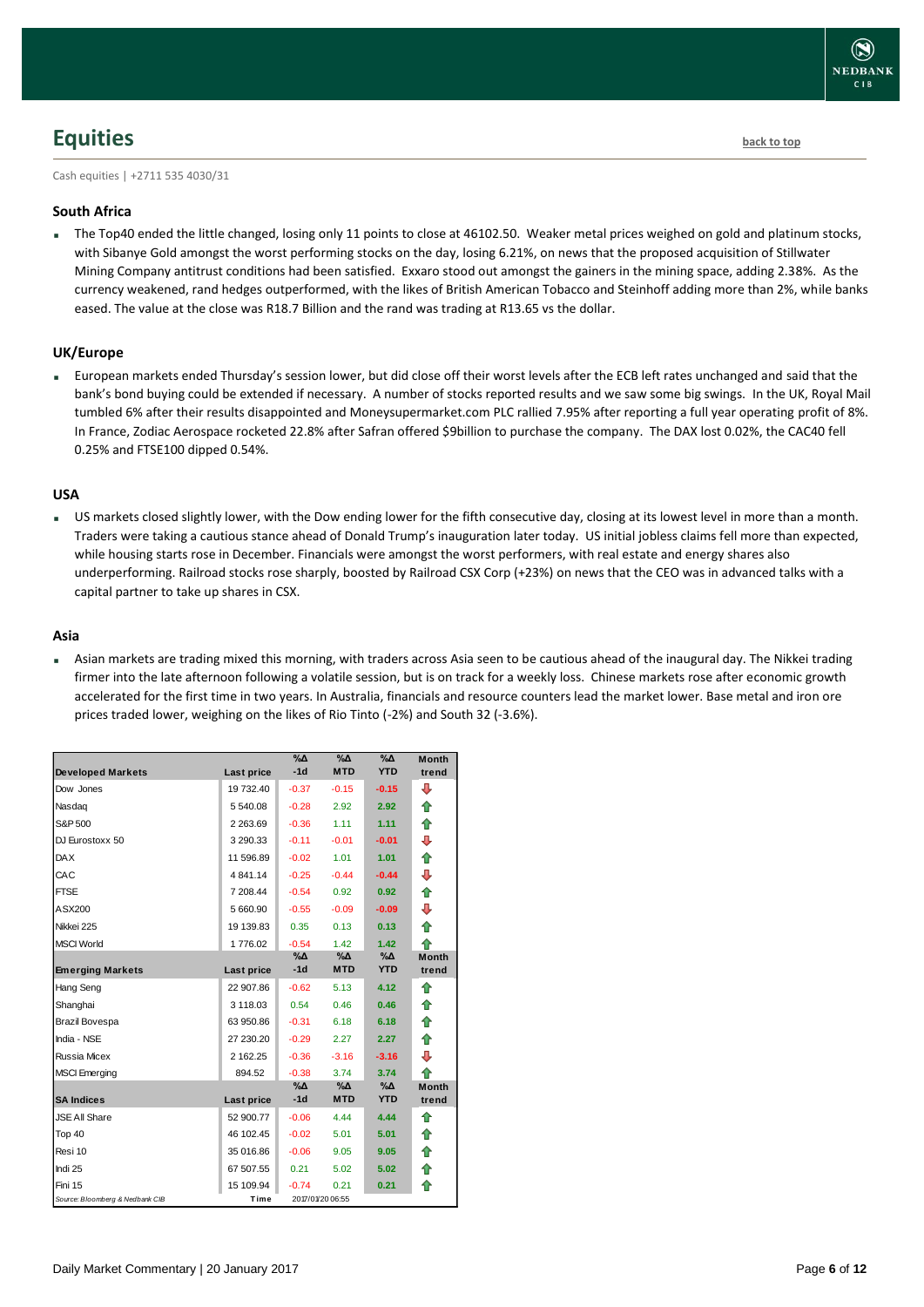## Equities

back to top

Cash equities | +2711 535 4030/31

### South Africa

- The Top40 ended the little changed, losing only 11 points to close at 46102.50. Weaker metal prices weighed on gold and platinum stocks, with Sibanye Gold amongst the worst performing stocks on the day, losing 6.21%, on news that the proposed acquisition of Stillwater Mining Company antitrust conditions had been satisfied. Exxaro stood out amongst the gainers in the mining space, adding 2.38%. As the currency weakened, rand hedges outperformed, with the likes of British American Tobacco and Steinhoff adding more than 2%, while banks eased. The value at the close was R18.7 Billion and the rand was trading at R13.65 vs the dollar.

### UK/Europe

- European markets ended Thursday's session lower, but did close off their worst levels after the ECB left rates unchanged and said that the bank's bond buying could be extended if necessary. A number of stocks reported results and we saw some big swings. In the UK, Royal Mail tumbled 6% after their results disappointed and Moneysupermarket.com PLC rallied 7.95% after reporting a full year operating profit of 8%. In France, Zodiac Aerospace rocketed 22.8% after Safran offered $9billion to purchase the company. The DAX lost 0.02%, the CAC40 fell 0.25% and FTSE100 dipped 0.54%.

### USA

- US markets closed slightly lower, with the Dow ending lower for the fifth consecutive day, closing at its lowest level in more than a month. Traders were taking a cautious stance ahead of Donald Trump's inauguration later today. US initial jobless claims fell more than expected, while housing starts rose in December. Financials were amongst the worst performers, with real estate and energy shares also underperforming. Railroad stocks rose sharply, boosted by Railroad CSX Corp (+23%) on news that the CEO was in advanced talks with a capital partner to take up shares in CSX.

### Asia

- Asian markets are trading mixed this morning, with traders across Asia seen to be cautious ahead of the inaugural day. The Nikkei trading firmer into the late afternoon following a volatile session, but is on track for a weekly loss. Chinese markets rose after economic growth accelerated for the first time in two years. In Australia, financials and resource counters lead the market lower. Base metal and iron ore prices traded lower, weighing on the likes of Rio Tinto (-2%) and South 32 (-3.6%).

| Developed Markets | Last price | %Δ -1d | %Δ MTD | %Δ YTD | Month trend |
|---|---|---|---|---|---|
| Dow Jones | 19 732.40 | -0.37 | -0.15 | -0.15 | ⇩ |
| Nasdaq | 5 540.08 | -0.28 | 2.92 | 2.92 | ⇧ |
| S&P 500 | 2 263.69 | -0.36 | 1.11 | 1.11 | ⇧ |
| DJ Eurostoxx 50 | 3 290.33 | -0.11 | -0.01 | -0.01 | ⇩ |
| DAX | 11 596.89 | -0.02 | 1.01 | 1.01 | ⇧ |
| CAC | 4 841.14 | -0.25 | -0.44 | -0.44 | ⇩ |
| FTSE | 7 208.44 | -0.54 | 0.92 | 0.92 | ⇧ |
| ASX200 | 5 660.90 | -0.55 | -0.09 | -0.09 | ⇩ |
| Nikkei 225 | 19 139.83 | 0.35 | 0.13 | 0.13 | ⇧ |
| MSCI World | 1 776.02 | -0.54 | 1.42 | 1.42 | ⇧ |
| **Emerging Markets** | **Last price** | **%Δ -1d** | **%Δ MTD** | **%Δ YTD** | **Month trend** |
| Hang Seng | 22 907.86 | -0.62 | 5.13 | 4.12 | ⇧ |
| Shanghai | 3 118.03 | 0.54 | 0.46 | 0.46 | ⇧ |
| Brazil Bovespa | 63 950.86 | -0.31 | 6.18 | 6.18 | ⇧ |
| India - NSE | 27 230.20 | -0.29 | 2.27 | 2.27 | ⇧ |
| Russia Micex | 2 162.25 | -0.36 | -3.16 | -3.16 | ⇩ |
| MSCI Emerging | 894.52 | -0.38 | 3.74 | 3.74 | ⇧ |
| **SA Indices** | **Last price** | **%Δ -1d** | **%Δ MTD** | **%Δ YTD** | **Month trend** |
| JSE All Share | 52 900.77 | -0.06 | 4.44 | 4.44 | ⇧ |
| Top 40 | 46 102.45 | -0.02 | 5.01 | 5.01 | ⇧ |
| Resi 10 | 35 016.86 | -0.06 | 9.05 | 9.05 | ⇧ |
| Indi 25 | 67 507.55 | 0.21 | 5.02 | 5.02 | ⇧ |
| Fini 15 | 15 109.94 | -0.74 | 0.21 | 0.21 | ⇧ |
| Source: Bloomberg & Nedbank CIB | Time | 2017/01/20 06:55 | | | |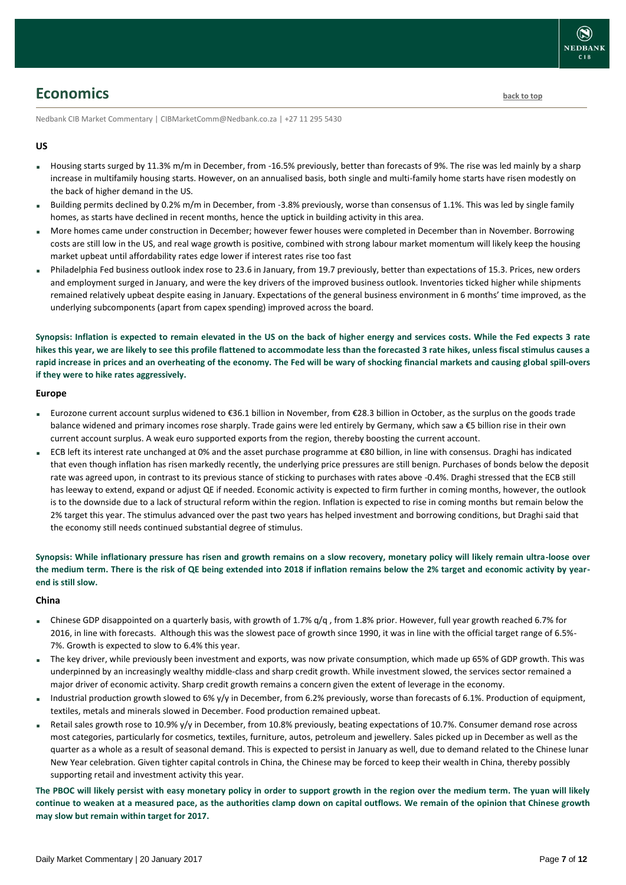## Economics

back to top

Nedbank CIB Market Commentary | CIBMarketComm@Nedbank.co.za | +27 11 295 5430

### US

- Housing starts surged by 11.3% m/m in December, from -16.5% previously, better than forecasts of 9%. The rise was led mainly by a sharp increase in multifamily housing starts. However, on an annualised basis, both single and multi-family home starts have risen modestly on the back of higher demand in the US.
- Building permits declined by 0.2% m/m in December, from -3.8% previously, worse than consensus of 1.1%. This was led by single family homes, as starts have declined in recent months, hence the uptick in building activity in this area.
- More homes came under construction in December; however fewer houses were completed in December than in November. Borrowing costs are still low in the US, and real wage growth is positive, combined with strong labour market momentum will likely keep the housing market upbeat until affordability rates edge lower if interest rates rise too fast
- Philadelphia Fed business outlook index rose to 23.6 in January, from 19.7 previously, better than expectations of 15.3. Prices, new orders and employment surged in January, and were the key drivers of the improved business outlook. Inventories ticked higher while shipments remained relatively upbeat despite easing in January. Expectations of the general business environment in 6 months' time improved, as the underlying subcomponents (apart from capex spending) improved across the board.

**Synopsis: Inflation is expected to remain elevated in the US on the back of higher energy and services costs. While the Fed expects 3 rate hikes this year, we are likely to see this profile flattened to accommodate less than the forecasted 3 rate hikes, unless fiscal stimulus causes a rapid increase in prices and an overheating of the economy. The Fed will be wary of shocking financial markets and causing global spill-overs if they were to hike rates aggressively.**

### Europe

- Eurozone current account surplus widened to €36.1 billion in November, from €28.3 billion in October, as the surplus on the goods trade balance widened and primary incomes rose sharply. Trade gains were led entirely by Germany, which saw a €5 billion rise in their own current account surplus. A weak euro supported exports from the region, thereby boosting the current account.
- ECB left its interest rate unchanged at 0% and the asset purchase programme at €80 billion, in line with consensus. Draghi has indicated that even though inflation has risen markedly recently, the underlying price pressures are still benign. Purchases of bonds below the deposit rate was agreed upon, in contrast to its previous stance of sticking to purchases with rates above -0.4%. Draghi stressed that the ECB still has leeway to extend, expand or adjust QE if needed. Economic activity is expected to firm further in coming months, however, the outlook is to the downside due to a lack of structural reform within the region. Inflation is expected to rise in coming months but remain below the 2% target this year. The stimulus advanced over the past two years has helped investment and borrowing conditions, but Draghi said that the economy still needs continued substantial degree of stimulus.

**Synopsis: While inflationary pressure has risen and growth remains on a slow recovery, monetary policy will likely remain ultra-loose over the medium term. There is the risk of QE being extended into 2018 if inflation remains below the 2% target and economic activity by year-end is still slow.**

### China

- Chinese GDP disappointed on a quarterly basis, with growth of 1.7% q/q , from 1.8% prior. However, full year growth reached 6.7% for 2016, in line with forecasts. Although this was the slowest pace of growth since 1990, it was in line with the official target range of 6.5%-7%. Growth is expected to slow to 6.4% this year.
- The key driver, while previously been investment and exports, was now private consumption, which made up 65% of GDP growth. This was underpinned by an increasingly wealthy middle-class and sharp credit growth. While investment slowed, the services sector remained a major driver of economic activity. Sharp credit growth remains a concern given the extent of leverage in the economy.
- Industrial production growth slowed to 6% y/y in December, from 6.2% previously, worse than forecasts of 6.1%. Production of equipment, textiles, metals and minerals slowed in December. Food production remained upbeat.
- Retail sales growth rose to 10.9% y/y in December, from 10.8% previously, beating expectations of 10.7%. Consumer demand rose across most categories, particularly for cosmetics, textiles, furniture, autos, petroleum and jewellery. Sales picked up in December as well as the quarter as a whole as a result of seasonal demand. This is expected to persist in January as well, due to demand related to the Chinese lunar New Year celebration. Given tighter capital controls in China, the Chinese may be forced to keep their wealth in China, thereby possibly supporting retail and investment activity this year.

**The PBOC will likely persist with easy monetary policy in order to support growth in the region over the medium term. The yuan will likely continue to weaken at a measured pace, as the authorities clamp down on capital outflows. We remain of the opinion that Chinese growth may slow but remain within target for 2017.**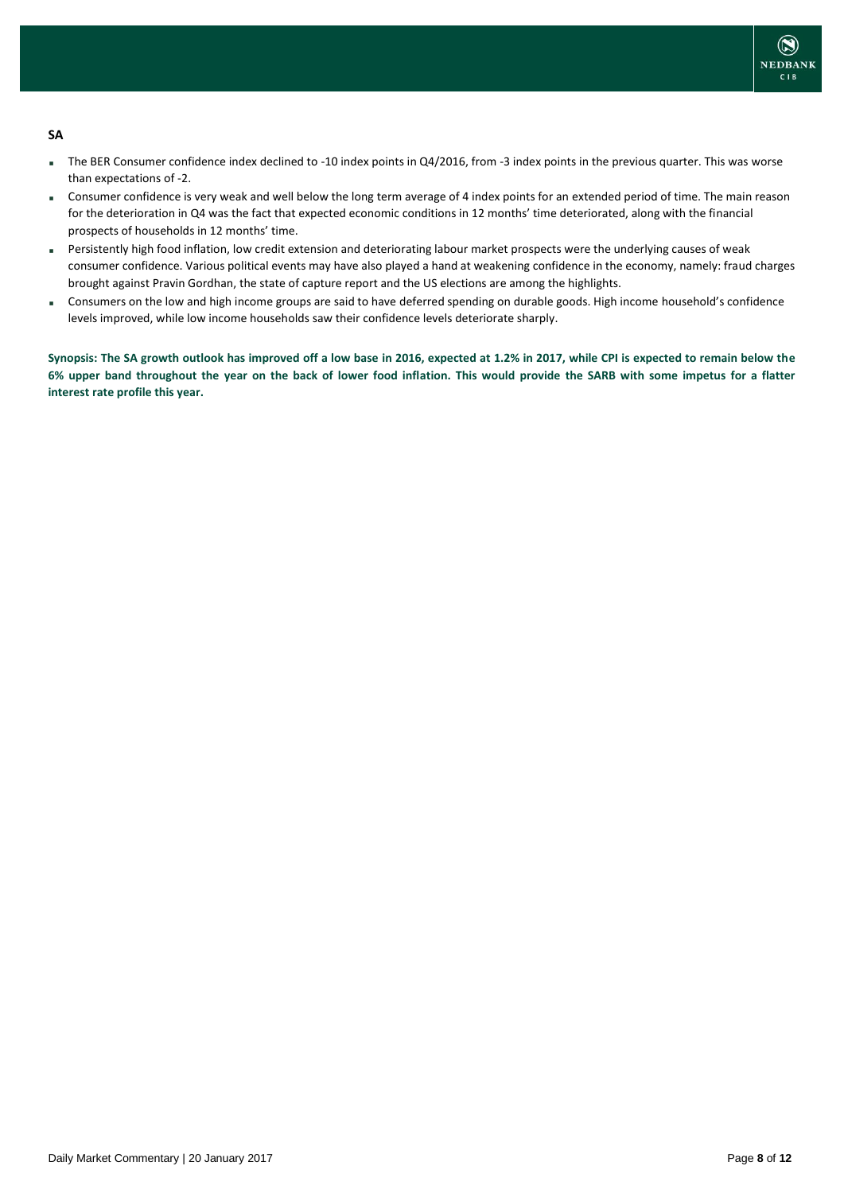**SA**

- The BER Consumer confidence index declined to -10 index points in Q4/2016, from -3 index points in the previous quarter. This was worse than expectations of -2.
- Consumer confidence is very weak and well below the long term average of 4 index points for an extended period of time. The main reason for the deterioration in Q4 was the fact that expected economic conditions in 12 months' time deteriorated, along with the financial prospects of households in 12 months' time.
- Persistently high food inflation, low credit extension and deteriorating labour market prospects were the underlying causes of weak consumer confidence. Various political events may have also played a hand at weakening confidence in the economy, namely: fraud charges brought against Pravin Gordhan, the state of capture report and the US elections are among the highlights.
- Consumers on the low and high income groups are said to have deferred spending on durable goods. High income household's confidence levels improved, while low income households saw their confidence levels deteriorate sharply.

**Synopsis: The SA growth outlook has improved off a low base in 2016, expected at 1.2% in 2017, while CPI is expected to remain below the 6% upper band throughout the year on the back of lower food inflation. This would provide the SARB with some impetus for a flatter interest rate profile this year.**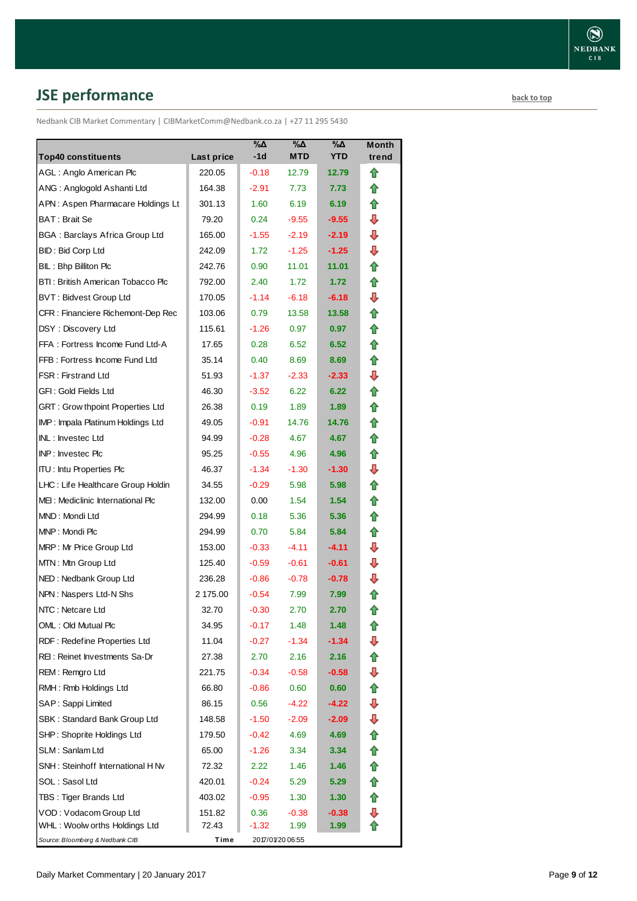## JSE performance

back to top

Nedbank CIB Market Commentary | CIBMarketComm@Nedbank.co.za | +27 11 295 5430

| Top40 constituents | Last price | %Δ -1d | %Δ MTD | %Δ YTD | Month trend |
|---|---|---|---|---|---|
| AGL : Anglo American Plc | 220.05 | -0.18 | 12.79 | 12.79 | ⇧ |
| ANG : Anglogold Ashanti Ltd | 164.38 | -2.91 | 7.73 | 7.73 | ⇧ |
| APN : Aspen Pharmacare Holdings Lt | 301.13 | 1.60 | 6.19 | 6.19 | ⇧ |
| BAT : Brait Se | 79.20 | 0.24 | -9.55 | -9.55 | ⇩ |
| BGA : Barclays Africa Group Ltd | 165.00 | -1.55 | -2.19 | -2.19 | ⇩ |
| BID : Bid Corp Ltd | 242.09 | 1.72 | -1.25 | -1.25 | ⇩ |
| BIL : Bhp Billiton Plc | 242.76 | 0.90 | 11.01 | 11.01 | ⇧ |
| BTI : British American Tobacco Plc | 792.00 | 2.40 | 1.72 | 1.72 | ⇧ |
| BVT : Bidvest Group Ltd | 170.05 | -1.14 | -6.18 | -6.18 | ⇩ |
| CFR : Financiere Richemont-Dep Rec | 103.06 | 0.79 | 13.58 | 13.58 | ⇧ |
| DSY : Discovery Ltd | 115.61 | -1.26 | 0.97 | 0.97 | ⇧ |
| FFA : Fortress Income Fund Ltd-A | 17.65 | 0.28 | 6.52 | 6.52 | ⇧ |
| FFB : Fortress Income Fund Ltd | 35.14 | 0.40 | 8.69 | 8.69 | ⇧ |
| FSR : Firstrand Ltd | 51.93 | -1.37 | -2.33 | -2.33 | ⇩ |
| GFI : Gold Fields Ltd | 46.30 | -3.52 | 6.22 | 6.22 | ⇧ |
| GRT : Growthpoint Properties Ltd | 26.38 | 0.19 | 1.89 | 1.89 | ⇧ |
| IMP : Impala Platinum Holdings Ltd | 49.05 | -0.91 | 14.76 | 14.76 | ⇧ |
| INL : Investec Ltd | 94.99 | -0.28 | 4.67 | 4.67 | ⇧ |
| INP : Investec Plc | 95.25 | -0.55 | 4.96 | 4.96 | ⇧ |
| ITU : Intu Properties Plc | 46.37 | -1.34 | -1.30 | -1.30 | ⇩ |
| LHC : Life Healthcare Group Holdin | 34.55 | -0.29 | 5.98 | 5.98 | ⇧ |
| MEI : Mediclinic International Plc | 132.00 | 0.00 | 1.54 | 1.54 | ⇧ |
| MND : Mondi Ltd | 294.99 | 0.18 | 5.36 | 5.36 | ⇧ |
| MNP : Mondi Plc | 294.99 | 0.70 | 5.84 | 5.84 | ⇧ |
| MRP : Mr Price Group Ltd | 153.00 | -0.33 | -4.11 | -4.11 | ⇩ |
| MTN : Mtn Group Ltd | 125.40 | -0.59 | -0.61 | -0.61 | ⇩ |
| NED : Nedbank Group Ltd | 236.28 | -0.86 | -0.78 | -0.78 | ⇩ |
| NPN : Naspers Ltd-N Shs | 2 175.00 | -0.54 | 7.99 | 7.99 | ⇧ |
| NTC : Netcare Ltd | 32.70 | -0.30 | 2.70 | 2.70 | ⇧ |
| OML : Old Mutual Plc | 34.95 | -0.17 | 1.48 | 1.48 | ⇧ |
| RDF : Redefine Properties Ltd | 11.04 | -0.27 | -1.34 | -1.34 | ⇩ |
| REI : Reinet Investments Sa-Dr | 27.38 | 2.70 | 2.16 | 2.16 | ⇧ |
| REM : Remgro Ltd | 221.75 | -0.34 | -0.58 | -0.58 | ⇩ |
| RMH : Rmb Holdings Ltd | 66.80 | -0.86 | 0.60 | 0.60 | ⇧ |
| SAP : Sappi Limited | 86.15 | 0.56 | -4.22 | -4.22 | ⇩ |
| SBK : Standard Bank Group Ltd | 148.58 | -1.50 | -2.09 | -2.09 | ⇩ |
| SHP : Shoprite Holdings Ltd | 179.50 | -0.42 | 4.69 | 4.69 | ⇧ |
| SLM : Sanlam Ltd | 65.00 | -1.26 | 3.34 | 3.34 | ⇧ |
| SNH : Steinhoff International H Nv | 72.32 | 2.22 | 1.46 | 1.46 | ⇧ |
| SOL : Sasol Ltd | 420.01 | -0.24 | 5.29 | 5.29 | ⇧ |
| TBS : Tiger Brands Ltd | 403.02 | -0.95 | 1.30 | 1.30 | ⇧ |
| VOD : Vodacom Group Ltd | 151.82 | 0.36 | -0.38 | -0.38 | ⇩ |
| WHL : Woolworths Holdings Ltd | 72.43 | -1.32 | 1.99 | 1.99 | ⇧ |
| *Source: Bloomberg & Nedbank CIB* | **Time** | 2017/01/20 06:55 | | | |

Daily Market Commentary | 20 January 2017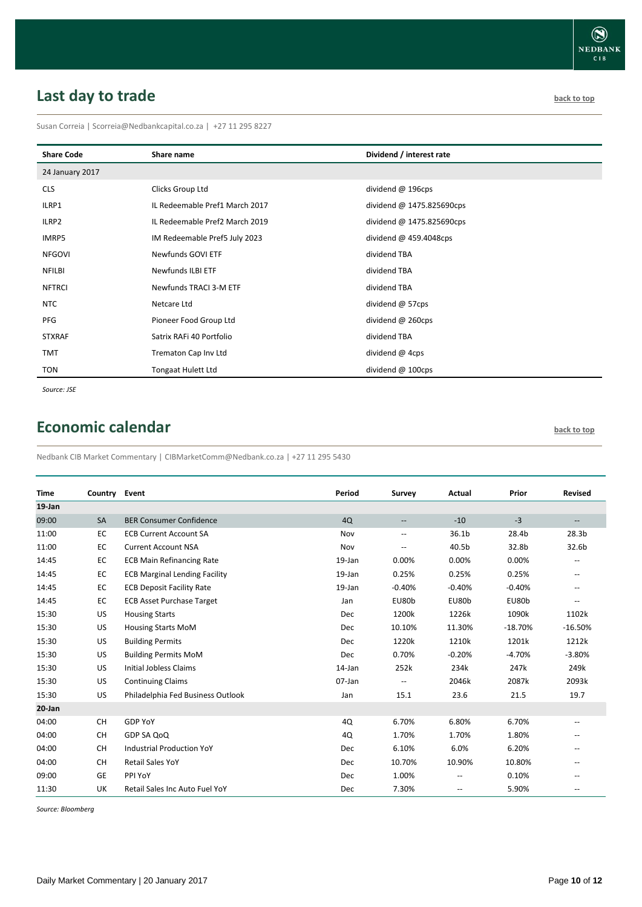## Last day to trade

back to top

Susan Correia | Scorreia@Nedbankcapital.co.za | +27 11 295 8227

| Share Code | Share name | Dividend / interest rate |
|---|---|---|
| 24 January 2017 | | |
| CLS | Clicks Group Ltd | dividend @ 196cps |
| ILRP1 | IL Redeemable Pref1 March 2017 | dividend @ 1475.825690cps |
| ILRP2 | IL Redeemable Pref2 March 2019 | dividend @ 1475.825690cps |
| IMRP5 | IM Redeemable Pref5 July 2023 | dividend @ 459.4048cps |
| NFGOVI | Newfunds GOVI ETF | dividend TBA |
| NFILBI | Newfunds ILBI ETF | dividend TBA |
| NFTRCI | Newfunds TRACI 3-M ETF | dividend TBA |
| NTC | Netcare Ltd | dividend @ 57cps |
| PFG | Pioneer Food Group Ltd | dividend @ 260cps |
| STXRAF | Satrix RAFi 40 Portfolio | dividend TBA |
| TMT | Trematon Cap Inv Ltd | dividend @ 4cps |
| TON | Tongaat Hulett Ltd | dividend @ 100cps |

*Source: JSE*

## Economic calendar

back to top

Nedbank CIB Market Commentary | CIBMarketComm@Nedbank.co.za | +27 11 295 5430

| Time | Country | Event | Period | Survey | Actual | Prior | Revised |
|---|---|---|---|---|---|---|---|
| **19-Jan** | | | | | | | |
| 09:00 | SA | BER Consumer Confidence | 4Q | -- | -10 | -3 | -- |
| 11:00 | EC | ECB Current Account SA | Nov | -- | 36.1b | 28.4b | 28.3b |
| 11:00 | EC | Current Account NSA | Nov | -- | 40.5b | 32.8b | 32.6b |
| 14:45 | EC | ECB Main Refinancing Rate | 19-Jan | 0.00% | 0.00% | 0.00% | -- |
| 14:45 | EC | ECB Marginal Lending Facility | 19-Jan | 0.25% | 0.25% | 0.25% | -- |
| 14:45 | EC | ECB Deposit Facility Rate | 19-Jan | -0.40% | -0.40% | -0.40% | -- |
| 14:45 | EC | ECB Asset Purchase Target | Jan | EU80b | EU80b | EU80b | -- |
| 15:30 | US | Housing Starts | Dec | 1200k | 1226k | 1090k | 1102k |
| 15:30 | US | Housing Starts MoM | Dec | 10.10% | 11.30% | -18.70% | -16.50% |
| 15:30 | US | Building Permits | Dec | 1220k | 1210k | 1201k | 1212k |
| 15:30 | US | Building Permits MoM | Dec | 0.70% | -0.20% | -4.70% | -3.80% |
| 15:30 | US | Initial Jobless Claims | 14-Jan | 252k | 234k | 247k | 249k |
| 15:30 | US | Continuing Claims | 07-Jan | -- | 2046k | 2087k | 2093k |
| 15:30 | US | Philadelphia Fed Business Outlook | Jan | 15.1 | 23.6 | 21.5 | 19.7 |
| **20-Jan** | | | | | | | |
| 04:00 | CH | GDP YoY | 4Q | 6.70% | 6.80% | 6.70% | -- |
| 04:00 | CH | GDP SA QoQ | 4Q | 1.70% | 1.70% | 1.80% | -- |
| 04:00 | CH | Industrial Production YoY | Dec | 6.10% | 6.0% | 6.20% | -- |
| 04:00 | CH | Retail Sales YoY | Dec | 10.70% | 10.90% | 10.80% | -- |
| 09:00 | GE | PPI YoY | Dec | 1.00% | -- | 0.10% | -- |
| 11:30 | UK | Retail Sales Inc Auto Fuel YoY | Dec | 7.30% | -- | 5.90% | -- |

*Source: Bloomberg*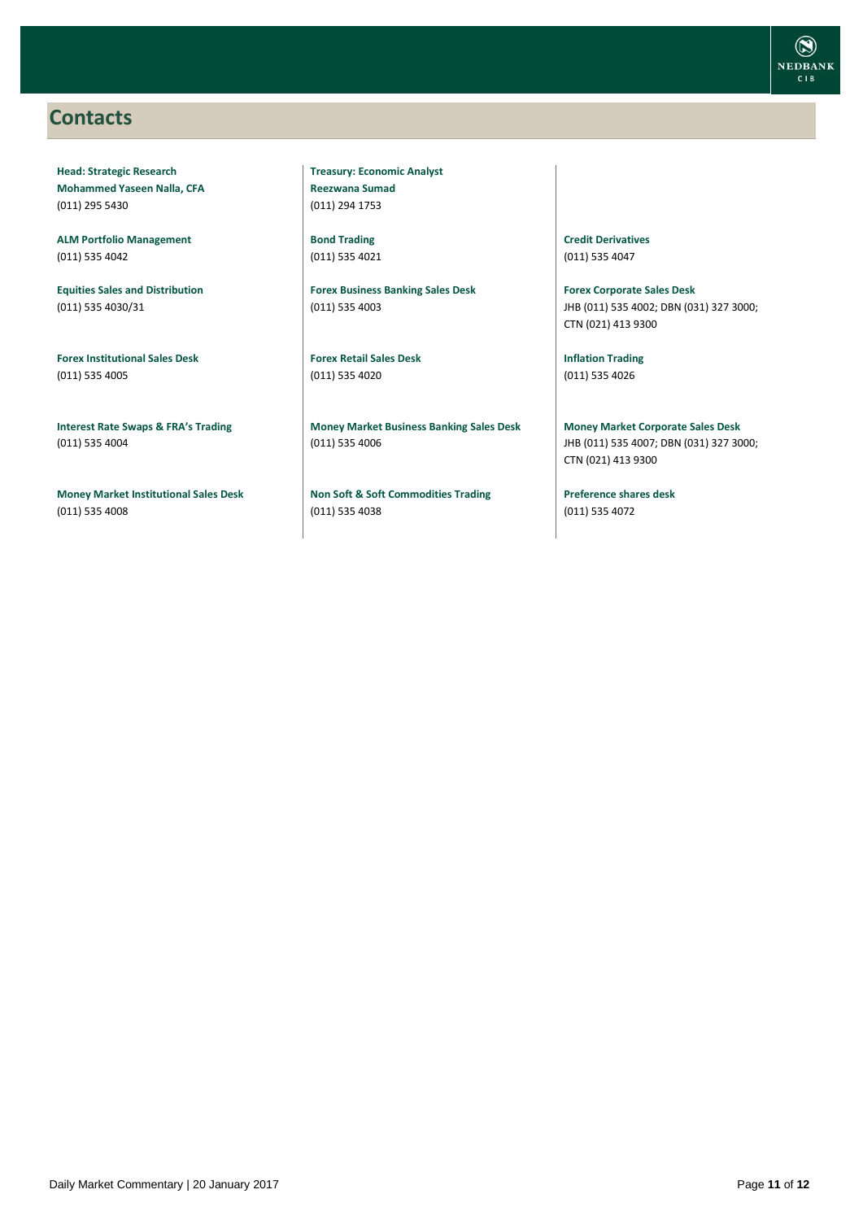## Contacts

**Head: Strategic Research**
**Mohammed Yaseen Nalla, CFA**
(011) 295 5430

**ALM Portfolio Management**
(011) 535 4042

**Equities Sales and Distribution**
(011) 535 4030/31

**Forex Institutional Sales Desk**
(011) 535 4005

**Interest Rate Swaps & FRA's Trading**
(011) 535 4004

**Money Market Institutional Sales Desk**
(011) 535 4008

**Treasury: Economic Analyst**
**Reezwana Sumad**
(011) 294 1753

**Bond Trading**
(011) 535 4021

**Forex Business Banking Sales Desk**
(011) 535 4003

**Forex Retail Sales Desk**
(011) 535 4020

**Money Market Business Banking Sales Desk**
(011) 535 4006

**Non Soft & Soft Commodities Trading**
(011) 535 4038

**Credit Derivatives**
(011) 535 4047

**Forex Corporate Sales Desk**
JHB (011) 535 4002; DBN (031) 327 3000; CTN (021) 413 9300

**Inflation Trading**
(011) 535 4026

**Money Market Corporate Sales Desk**
JHB (011) 535 4007; DBN (031) 327 3000; CTN (021) 413 9300

**Preference shares desk**
(011) 535 4072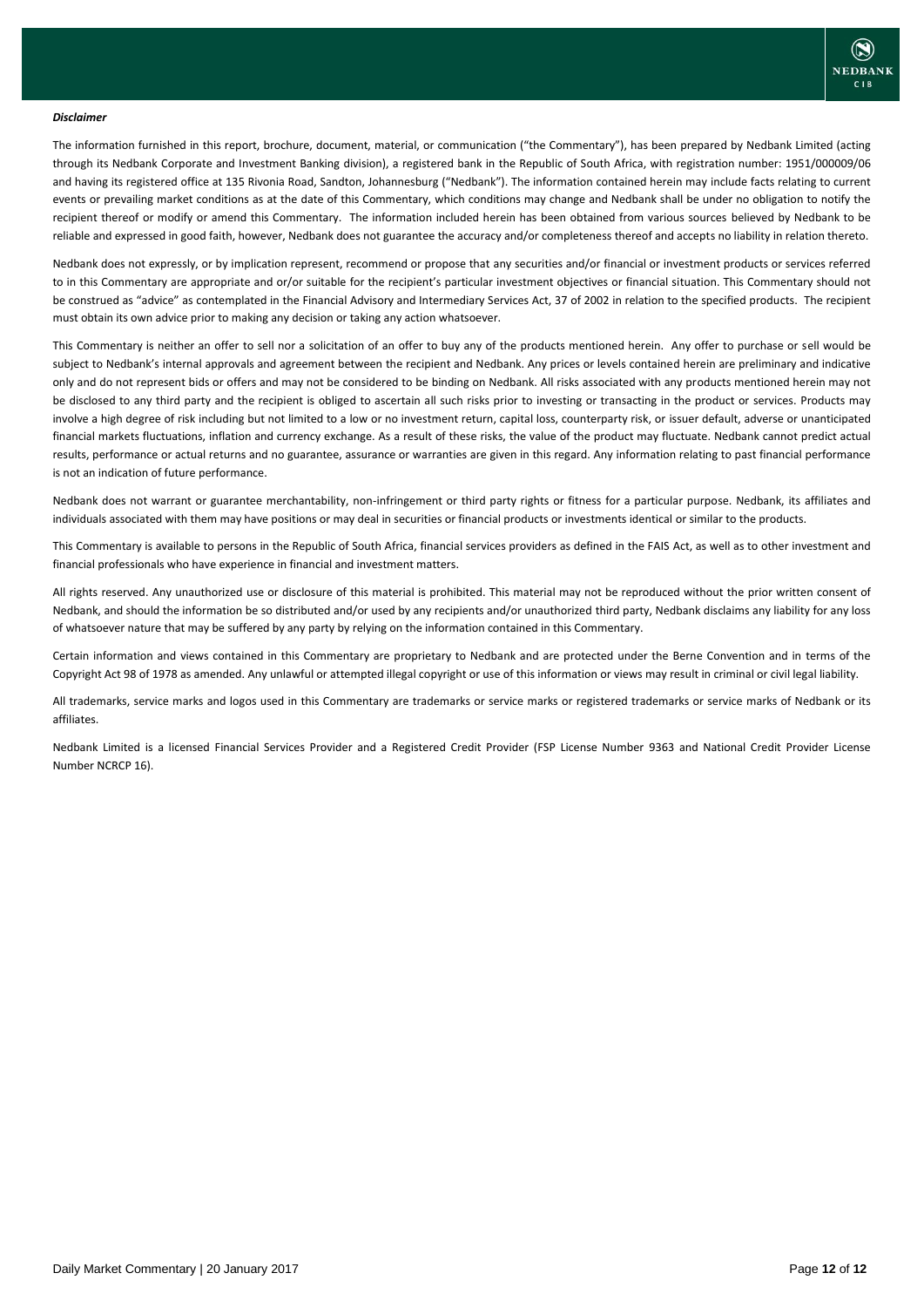***Disclaimer***

The information furnished in this report, brochure, document, material, or communication ("the Commentary"), has been prepared by Nedbank Limited (acting through its Nedbank Corporate and Investment Banking division), a registered bank in the Republic of South Africa, with registration number: 1951/000009/06 and having its registered office at 135 Rivonia Road, Sandton, Johannesburg ("Nedbank"). The information contained herein may include facts relating to current events or prevailing market conditions as at the date of this Commentary, which conditions may change and Nedbank shall be under no obligation to notify the recipient thereof or modify or amend this Commentary. The information included herein has been obtained from various sources believed by Nedbank to be reliable and expressed in good faith, however, Nedbank does not guarantee the accuracy and/or completeness thereof and accepts no liability in relation thereto.

Nedbank does not expressly, or by implication represent, recommend or propose that any securities and/or financial or investment products or services referred to in this Commentary are appropriate and or/or suitable for the recipient's particular investment objectives or financial situation. This Commentary should not be construed as "advice" as contemplated in the Financial Advisory and Intermediary Services Act, 37 of 2002 in relation to the specified products. The recipient must obtain its own advice prior to making any decision or taking any action whatsoever.

This Commentary is neither an offer to sell nor a solicitation of an offer to buy any of the products mentioned herein. Any offer to purchase or sell would be subject to Nedbank's internal approvals and agreement between the recipient and Nedbank. Any prices or levels contained herein are preliminary and indicative only and do not represent bids or offers and may not be considered to be binding on Nedbank. All risks associated with any products mentioned herein may not be disclosed to any third party and the recipient is obliged to ascertain all such risks prior to investing or transacting in the product or services. Products may involve a high degree of risk including but not limited to a low or no investment return, capital loss, counterparty risk, or issuer default, adverse or unanticipated financial markets fluctuations, inflation and currency exchange. As a result of these risks, the value of the product may fluctuate. Nedbank cannot predict actual results, performance or actual returns and no guarantee, assurance or warranties are given in this regard. Any information relating to past financial performance is not an indication of future performance.

Nedbank does not warrant or guarantee merchantability, non-infringement or third party rights or fitness for a particular purpose. Nedbank, its affiliates and individuals associated with them may have positions or may deal in securities or financial products or investments identical or similar to the products.

This Commentary is available to persons in the Republic of South Africa, financial services providers as defined in the FAIS Act, as well as to other investment and financial professionals who have experience in financial and investment matters.

All rights reserved. Any unauthorized use or disclosure of this material is prohibited. This material may not be reproduced without the prior written consent of Nedbank, and should the information be so distributed and/or used by any recipients and/or unauthorized third party, Nedbank disclaims any liability for any loss of whatsoever nature that may be suffered by any party by relying on the information contained in this Commentary.

Certain information and views contained in this Commentary are proprietary to Nedbank and are protected under the Berne Convention and in terms of the Copyright Act 98 of 1978 as amended. Any unlawful or attempted illegal copyright or use of this information or views may result in criminal or civil legal liability.

All trademarks, service marks and logos used in this Commentary are trademarks or service marks or registered trademarks or service marks of Nedbank or its affiliates.

Nedbank Limited is a licensed Financial Services Provider and a Registered Credit Provider (FSP License Number 9363 and National Credit Provider License Number NCRCP 16).